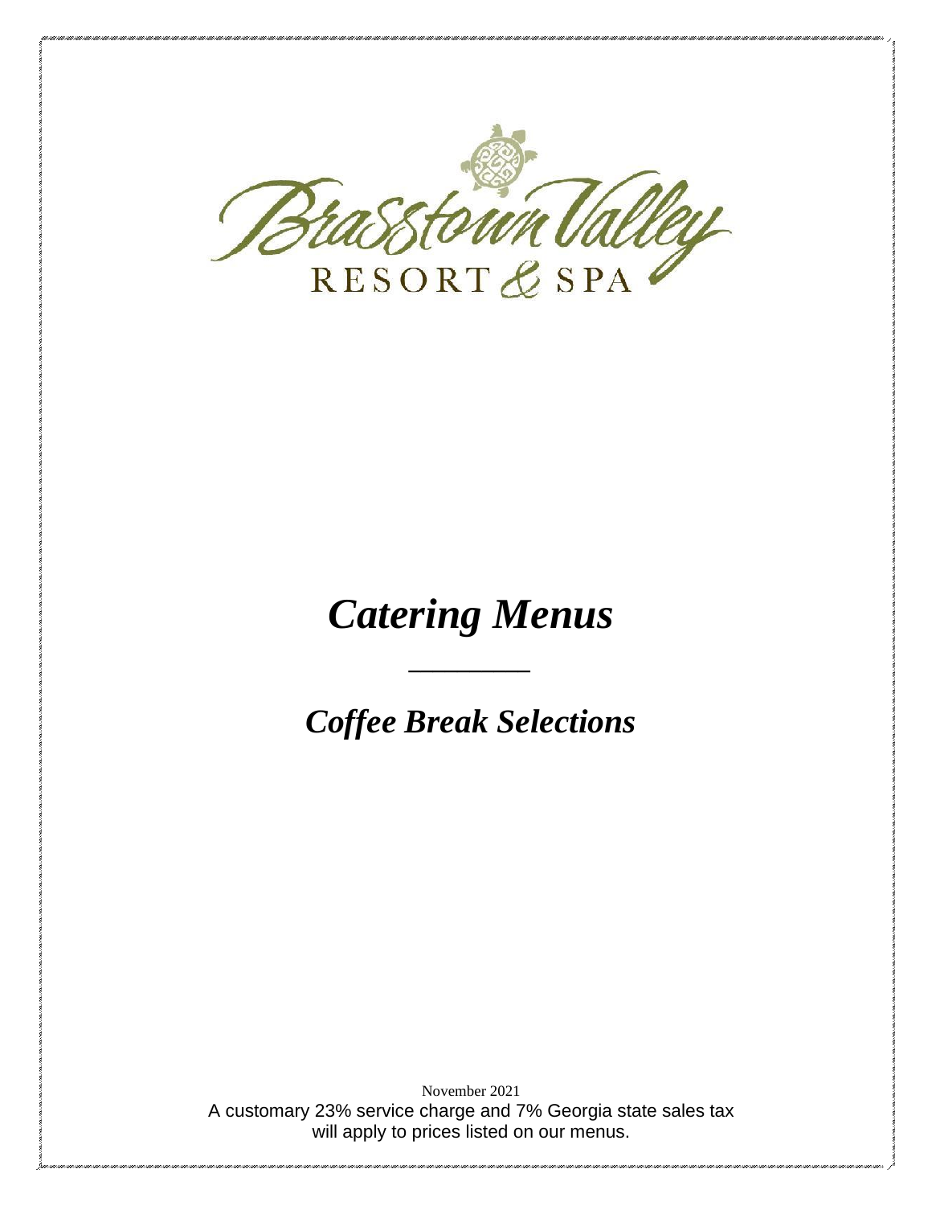Brasstown Valley

RESORT & SPA

# *Catering Menus*

## *Coffee Break Selections*

November 2021

A customary 23% service charge and 7% Georgia state sales tax will apply to prices listed on our menus.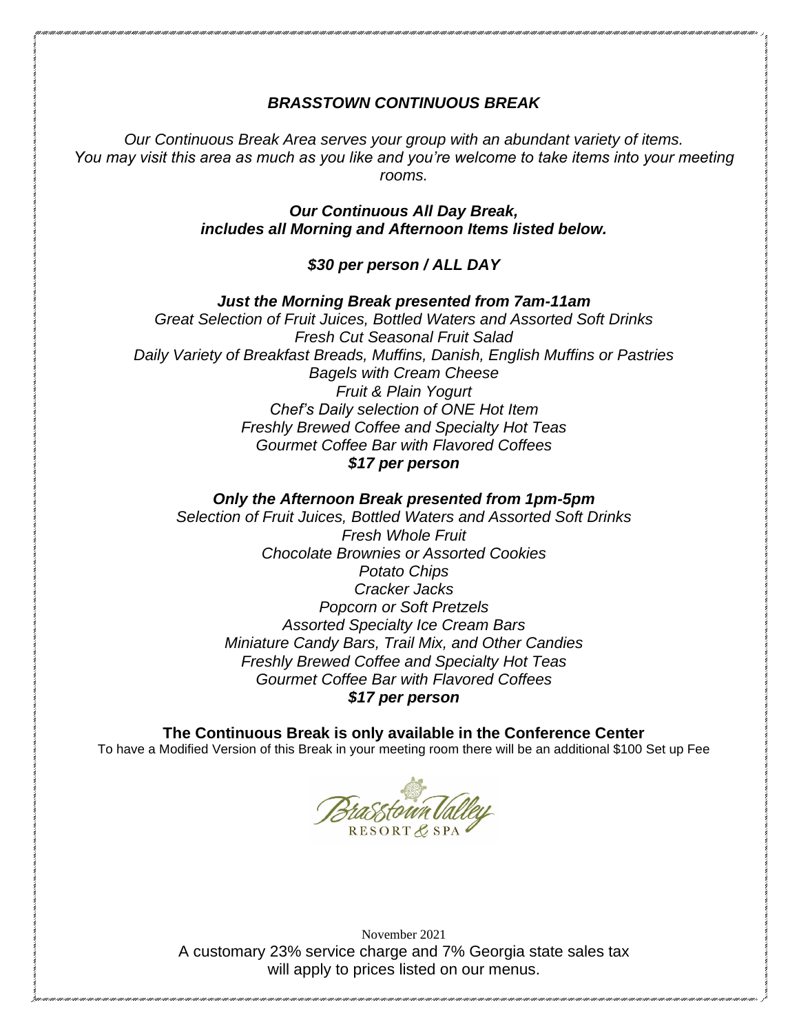## *BRASSTOWN CONTINUOUS BREAK*

*Our Continuous Break Area serves your group with an abundant variety of items. You may visit this area as much as you like and you're welcome to take items into your meeting rooms.*

***Our Continuous All Day Break, includes all Morning and Afternoon Items listed below.***

***$30 per person / ALL DAY***

***Just the Morning Break presented from 7am-11am***

*Great Selection of Fruit Juices, Bottled Waters and Assorted Soft Drinks*
*Fresh Cut Seasonal Fruit Salad*
*Daily Variety of Breakfast Breads, Muffins, Danish, English Muffins or Pastries*
*Bagels with Cream Cheese*
*Fruit & Plain Yogurt*
*Chef's Daily selection of ONE Hot Item*
*Freshly Brewed Coffee and Specialty Hot Teas*
*Gourmet Coffee Bar with Flavored Coffees*
***$17 per person***

***Only the Afternoon Break presented from 1pm-5pm***

*Selection of Fruit Juices, Bottled Waters and Assorted Soft Drinks*
*Fresh Whole Fruit*
*Chocolate Brownies or Assorted Cookies*
*Potato Chips*
*Cracker Jacks*
*Popcorn or Soft Pretzels*
*Assorted Specialty Ice Cream Bars*
*Miniature Candy Bars, Trail Mix, and Other Candies*
*Freshly Brewed Coffee and Specialty Hot Teas*
*Gourmet Coffee Bar with Flavored Coffees*
***$17 per person***

**The Continuous Break is only available in the Conference Center**

To have a Modified Version of this Break in your meeting room there will be an additional $100 Set up Fee

Brasstown Valley RESORT & SPA

November 2021

A customary 23% service charge and 7% Georgia state sales tax will apply to prices listed on our menus.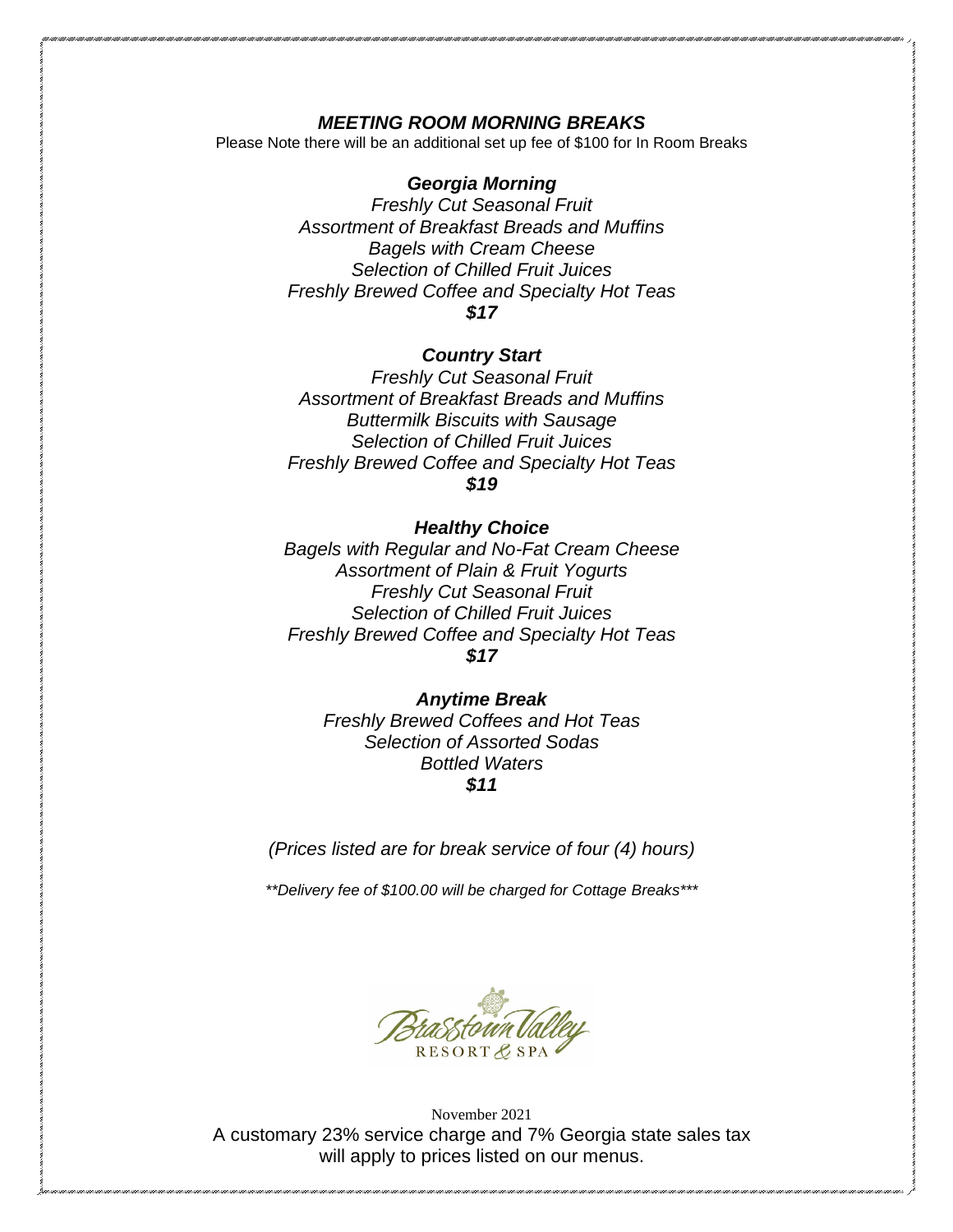## ***MEETING ROOM MORNING BREAKS***

Please Note there will be an additional set up fee of $100 for In Room Breaks

### ***Georgia Morning***

*Freshly Cut Seasonal Fruit*
*Assortment of Breakfast Breads and Muffins*
*Bagels with Cream Cheese*
*Selection of Chilled Fruit Juices*
*Freshly Brewed Coffee and Specialty Hot Teas*
***$17***

### ***Country Start***

*Freshly Cut Seasonal Fruit*
*Assortment of Breakfast Breads and Muffins*
*Buttermilk Biscuits with Sausage*
*Selection of Chilled Fruit Juices*
*Freshly Brewed Coffee and Specialty Hot Teas*
***$19***

### ***Healthy Choice***

*Bagels with Regular and No-Fat Cream Cheese*
*Assortment of Plain & Fruit Yogurts*
*Freshly Cut Seasonal Fruit*
*Selection of Chilled Fruit Juices*
*Freshly Brewed Coffee and Specialty Hot Teas*
***$17***

### ***Anytime Break***

*Freshly Brewed Coffees and Hot Teas*
*Selection of Assorted Sodas*
*Bottled Waters*
***$11***

*(Prices listed are for break service of four (4) hours)*

*\*\*Delivery fee of $100.00 will be charged for Cottage Breaks\*\*\**

Brasstown Valley RESORT & SPA

November 2021

A customary 23% service charge and 7% Georgia state sales tax will apply to prices listed on our menus.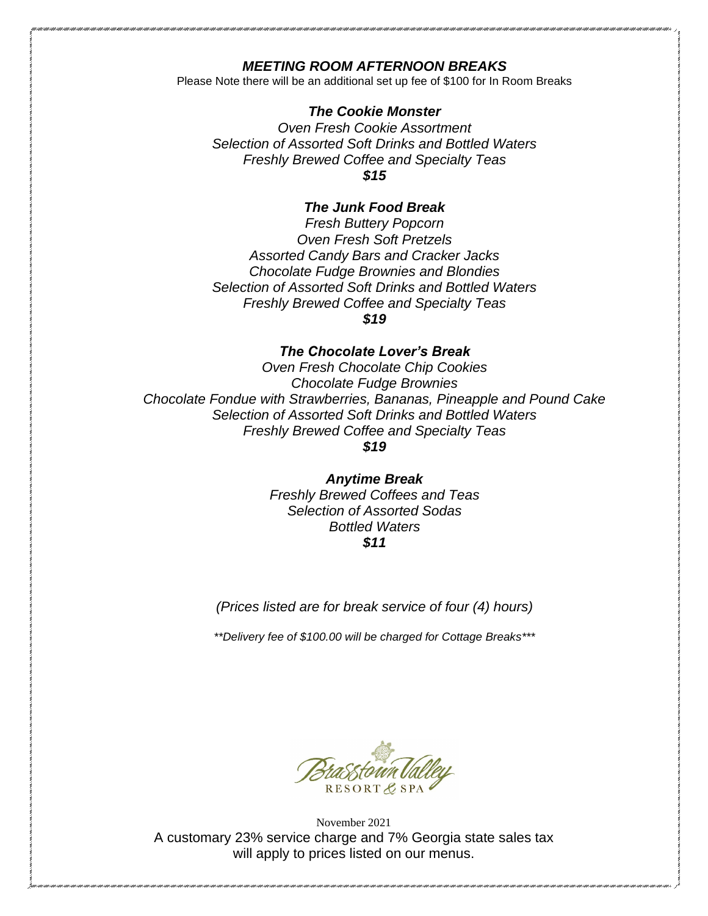# *MEETING ROOM AFTERNOON BREAKS*

Please Note there will be an additional set up fee of $100 for In Room Breaks

### *The Cookie Monster*

*Oven Fresh Cookie Assortment*
*Selection of Assorted Soft Drinks and Bottled Waters*
*Freshly Brewed Coffee and Specialty Teas*
***$15***

### *The Junk Food Break*

*Fresh Buttery Popcorn*
*Oven Fresh Soft Pretzels*
*Assorted Candy Bars and Cracker Jacks*
*Chocolate Fudge Brownies and Blondies*
*Selection of Assorted Soft Drinks and Bottled Waters*
*Freshly Brewed Coffee and Specialty Teas*
***$19***

### *The Chocolate Lover's Break*

*Oven Fresh Chocolate Chip Cookies*
*Chocolate Fudge Brownies*
*Chocolate Fondue with Strawberries, Bananas, Pineapple and Pound Cake*
*Selection of Assorted Soft Drinks and Bottled Waters*
*Freshly Brewed Coffee and Specialty Teas*
***$19***

### *Anytime Break*

*Freshly Brewed Coffees and Teas*
*Selection of Assorted Sodas*
*Bottled Waters*
***$11***

*(Prices listed are for break service of four (4) hours)*

*\*\*Delivery fee of $100.00 will be charged for Cottage Breaks\*\*\**

Brasstown Valley
RESORT & SPA

November 2021

A customary 23% service charge and 7% Georgia state sales tax will apply to prices listed on our menus.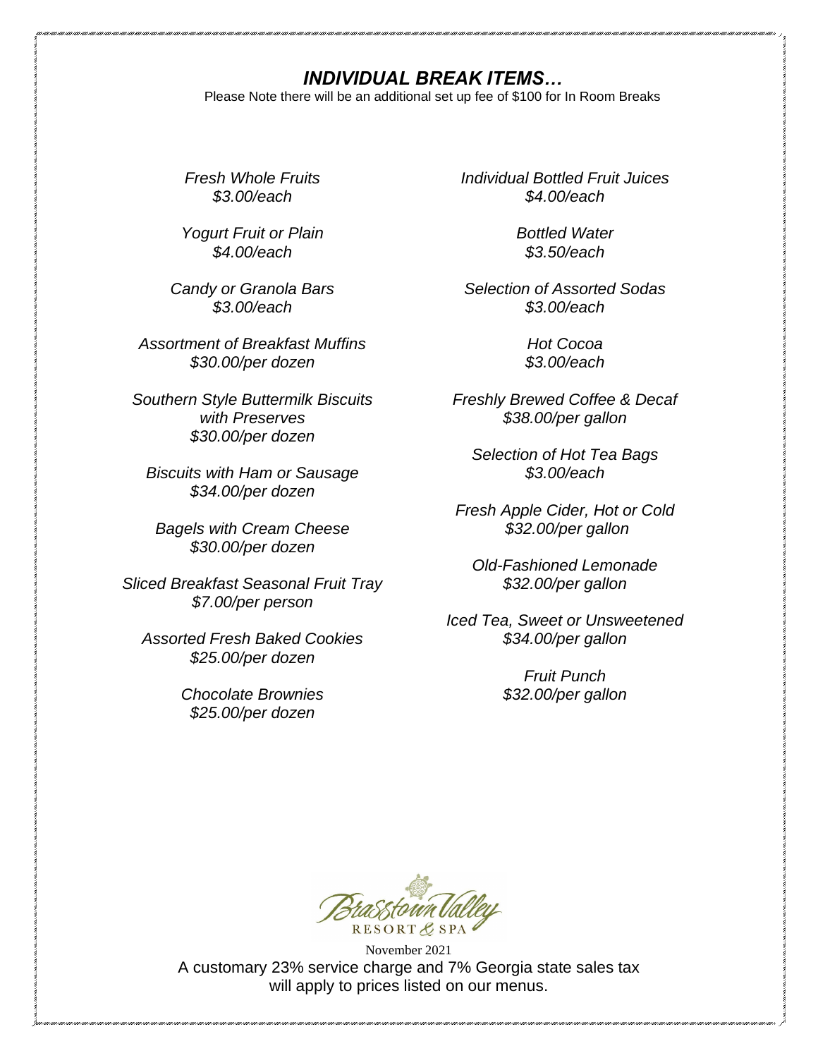## *INDIVIDUAL BREAK ITEMS…*

Please Note there will be an additional set up fee of $100 for In Room Breaks

*Fresh Whole Fruits*
*$3.00/each*

*Yogurt Fruit or Plain*
*$4.00/each*

*Candy or Granola Bars*
*$3.00/each*

*Assortment of Breakfast Muffins*
*$30.00/per dozen*

*Southern Style Buttermilk Biscuits with Preserves*
*$30.00/per dozen*

*Biscuits with Ham or Sausage*
*$34.00/per dozen*

*Bagels with Cream Cheese*
*$30.00/per dozen*

*Sliced Breakfast Seasonal Fruit Tray*
*$7.00/per person*

*Assorted Fresh Baked Cookies*
*$25.00/per dozen*

*Chocolate Brownies*
*$25.00/per dozen*

*Individual Bottled Fruit Juices*
*$4.00/each*

*Bottled Water*
*$3.50/each*

*Selection of Assorted Sodas*
*$3.00/each*

*Hot Cocoa*
*$3.00/each*

*Freshly Brewed Coffee & Decaf*
*$38.00/per gallon*

*Selection of Hot Tea Bags*
*$3.00/each*

*Fresh Apple Cider, Hot or Cold*
*$32.00/per gallon*

*Old-Fashioned Lemonade*
*$32.00/per gallon*

*Iced Tea, Sweet or Unsweetened*
*$34.00/per gallon*

*Fruit Punch*
*$32.00/per gallon*

Brasstown Valley
RESORT & SPA

November 2021

A customary 23% service charge and 7% Georgia state sales tax will apply to prices listed on our menus.